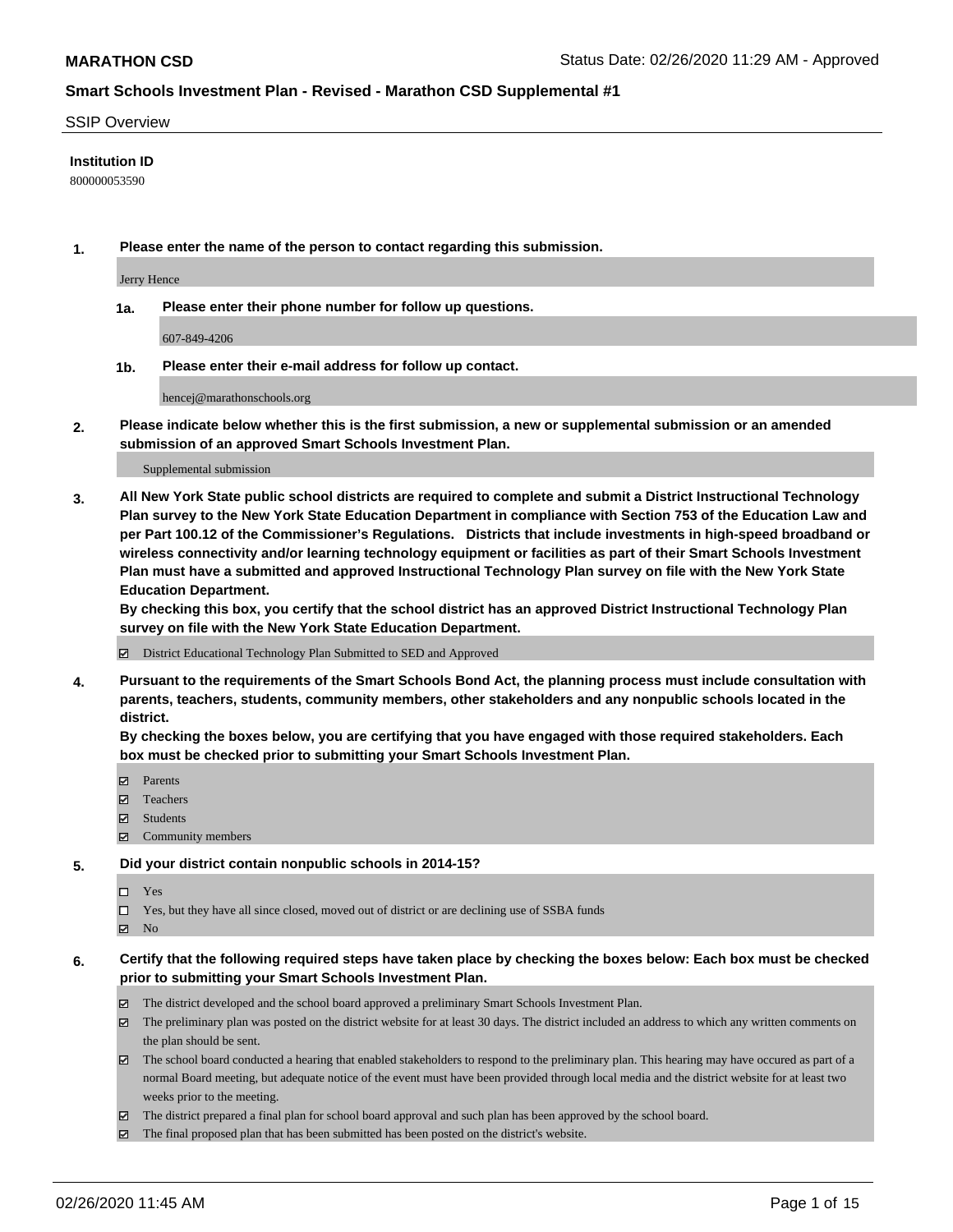**MARATHON CSD** Status Date: 02/26/2020 11:29 AM - Approved

## Smart Schools Investment Plan - Revised - Marathon CSD Supplemental #1

SSIP Overview

**Institution ID**

800000053590

**1. Please enter the name of the person to contact regarding this submission.**

Jerry Hence

**1a. Please enter their phone number for follow up questions.**

607-849-4206

**1b. Please enter their e-mail address for follow up contact.**

hencej@marathonschools.org

**2. Please indicate below whether this is the first submission, a new or supplemental submission or an amended submission of an approved Smart Schools Investment Plan.**

Supplemental submission

**3. All New York State public school districts are required to complete and submit a District Instructional Technology Plan survey to the New York State Education Department in compliance with Section 753 of the Education Law and per Part 100.12 of the Commissioner's Regulations. Districts that include investments in high-speed broadband or wireless connectivity and/or learning technology equipment or facilities as part of their Smart Schools Investment Plan must have a submitted and approved Instructional Technology Plan survey on file with the New York State Education Department.**
**By checking this box, you certify that the school district has an approved District Instructional Technology Plan survey on file with the New York State Education Department.**

- [x] District Educational Technology Plan Submitted to SED and Approved

**4. Pursuant to the requirements of the Smart Schools Bond Act, the planning process must include consultation with parents, teachers, students, community members, other stakeholders and any nonpublic schools located in the district.**
**By checking the boxes below, you are certifying that you have engaged with those required stakeholders. Each box must be checked prior to submitting your Smart Schools Investment Plan.**

- [x] Parents
- [x] Teachers
- [x] Students
- [x] Community members

**5. Did your district contain nonpublic schools in 2014-15?**

- [ ] Yes
- [ ] Yes, but they have all since closed, moved out of district or are declining use of SSBA funds
- [x] No

**6. Certify that the following required steps have taken place by checking the boxes below: Each box must be checked prior to submitting your Smart Schools Investment Plan.**

- [x] The district developed and the school board approved a preliminary Smart Schools Investment Plan.
- [x] The preliminary plan was posted on the district website for at least 30 days. The district included an address to which any written comments on the plan should be sent.
- [x] The school board conducted a hearing that enabled stakeholders to respond to the preliminary plan. This hearing may have occured as part of a normal Board meeting, but adequate notice of the event must have been provided through local media and the district website for at least two weeks prior to the meeting.
- [x] The district prepared a final plan for school board approval and such plan has been approved by the school board.
- [x] The final proposed plan that has been submitted has been posted on the district's website.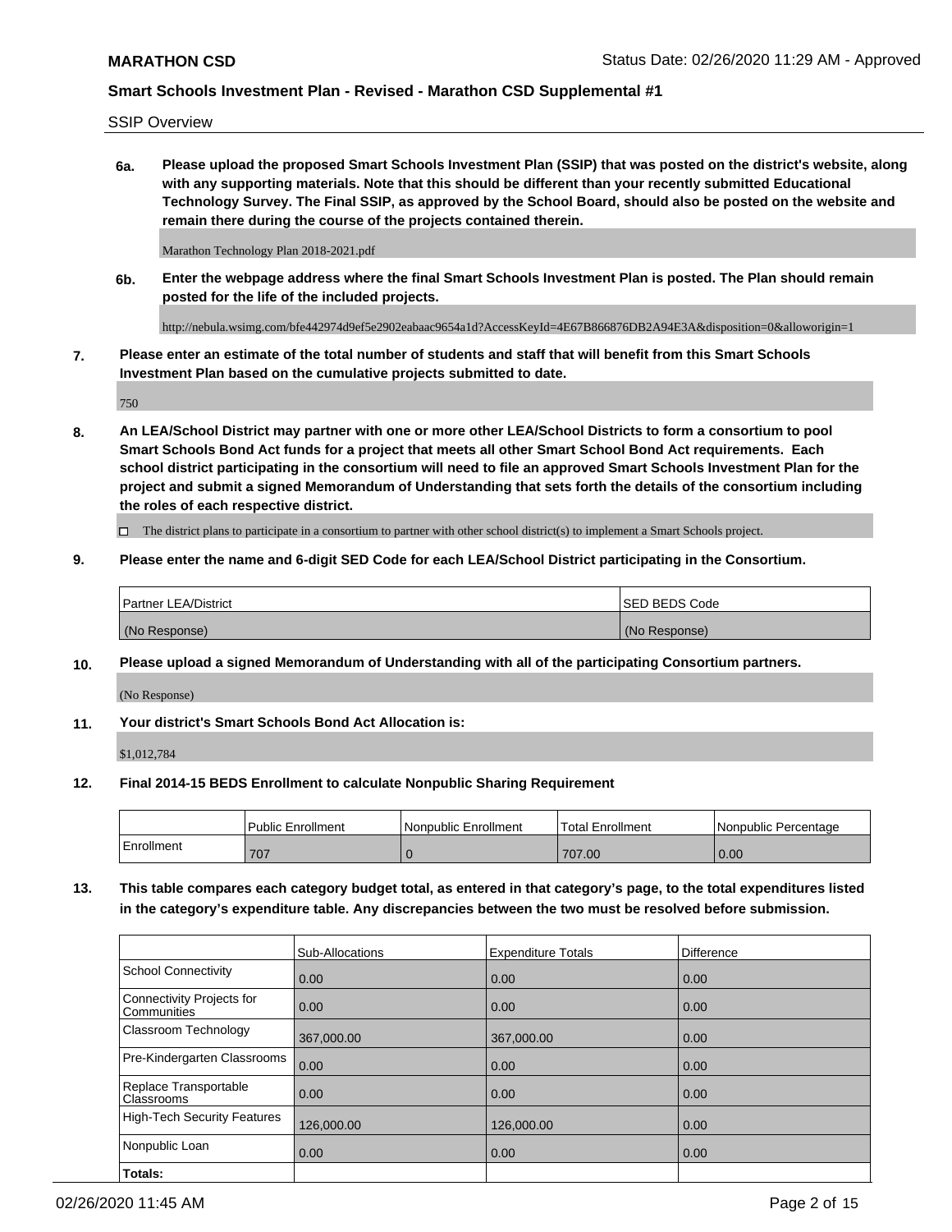**MARATHON CSD**

**Smart Schools Investment Plan - Revised - Marathon CSD Supplemental #1**

SSIP Overview

**6a. Please upload the proposed Smart Schools Investment Plan (SSIP) that was posted on the district's website, along with any supporting materials. Note that this should be different than your recently submitted Educational Technology Survey. The Final SSIP, as approved by the School Board, should also be posted on the website and remain there during the course of the projects contained therein.**

Marathon Technology Plan 2018-2021.pdf

**6b. Enter the webpage address where the final Smart Schools Investment Plan is posted. The Plan should remain posted for the life of the included projects.**

http://nebula.wsimg.com/bfe442974d9ef5e2902eabaac9654a1d?AccessKeyId=4E67B866876DB2A94E3A&disposition=0&alloworigin=1

**7. Please enter an estimate of the total number of students and staff that will benefit from this Smart Schools Investment Plan based on the cumulative projects submitted to date.**

750

**8. An LEA/School District may partner with one or more other LEA/School Districts to form a consortium to pool Smart Schools Bond Act funds for a project that meets all other Smart School Bond Act requirements. Each school district participating in the consortium will need to file an approved Smart Schools Investment Plan for the project and submit a signed Memorandum of Understanding that sets forth the details of the consortium including the roles of each respective district.**

☐ The district plans to participate in a consortium to partner with other school district(s) to implement a Smart Schools project.

**9. Please enter the name and 6-digit SED Code for each LEA/School District participating in the Consortium.**

| Partner LEA/District | SED BEDS Code |
|---|---|
| (No Response) | (No Response) |

**10. Please upload a signed Memorandum of Understanding with all of the participating Consortium partners.**

(No Response)

**11. Your district's Smart Schools Bond Act Allocation is:**

$1,012,784

**12. Final 2014-15 BEDS Enrollment to calculate Nonpublic Sharing Requirement**

| | Public Enrollment | Nonpublic Enrollment | Total Enrollment | Nonpublic Percentage |
|---|---|---|---|---|
| Enrollment | 707 | 0 | 707.00 | 0.00 |

**13. This table compares each category budget total, as entered in that category's page, to the total expenditures listed in the category's expenditure table. Any discrepancies between the two must be resolved before submission.**

| | Sub-Allocations | Expenditure Totals | Difference |
|---|---|---|---|
| School Connectivity | 0.00 | 0.00 | 0.00 |
| Connectivity Projects for Communities | 0.00 | 0.00 | 0.00 |
| Classroom Technology | 367,000.00 | 367,000.00 | 0.00 |
| Pre-Kindergarten Classrooms | 0.00 | 0.00 | 0.00 |
| Replace Transportable Classrooms | 0.00 | 0.00 | 0.00 |
| High-Tech Security Features | 126,000.00 | 126,000.00 | 0.00 |
| Nonpublic Loan | 0.00 | 0.00 | 0.00 |
| **Totals:** | | | |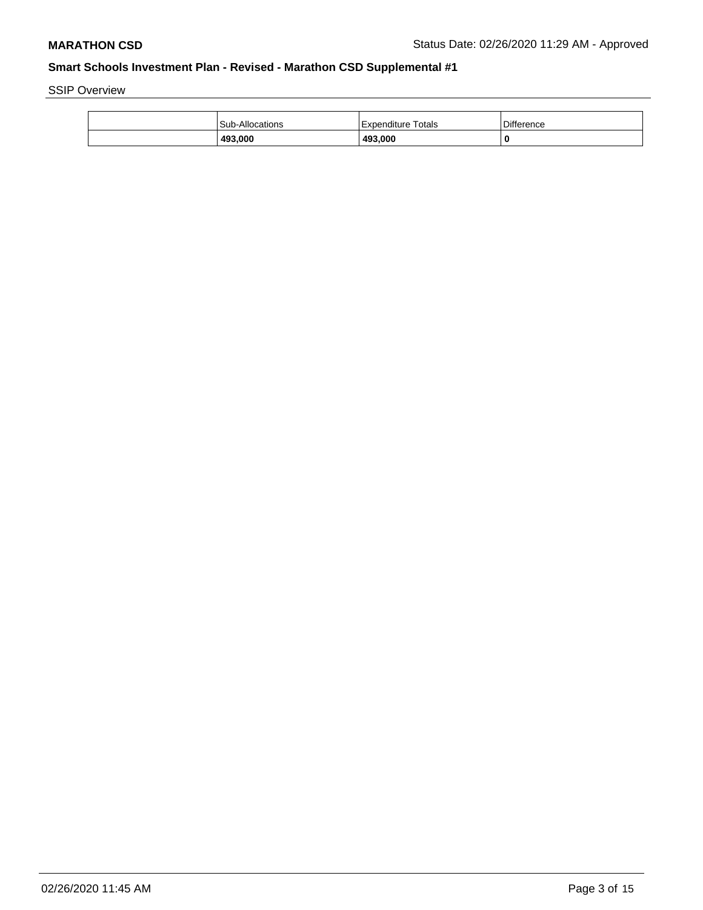## SSIP Overview

| | Sub-Allocations | Expenditure Totals | Difference |
|---|---|---|---|
| | **493,000** | **493,000** | **0** |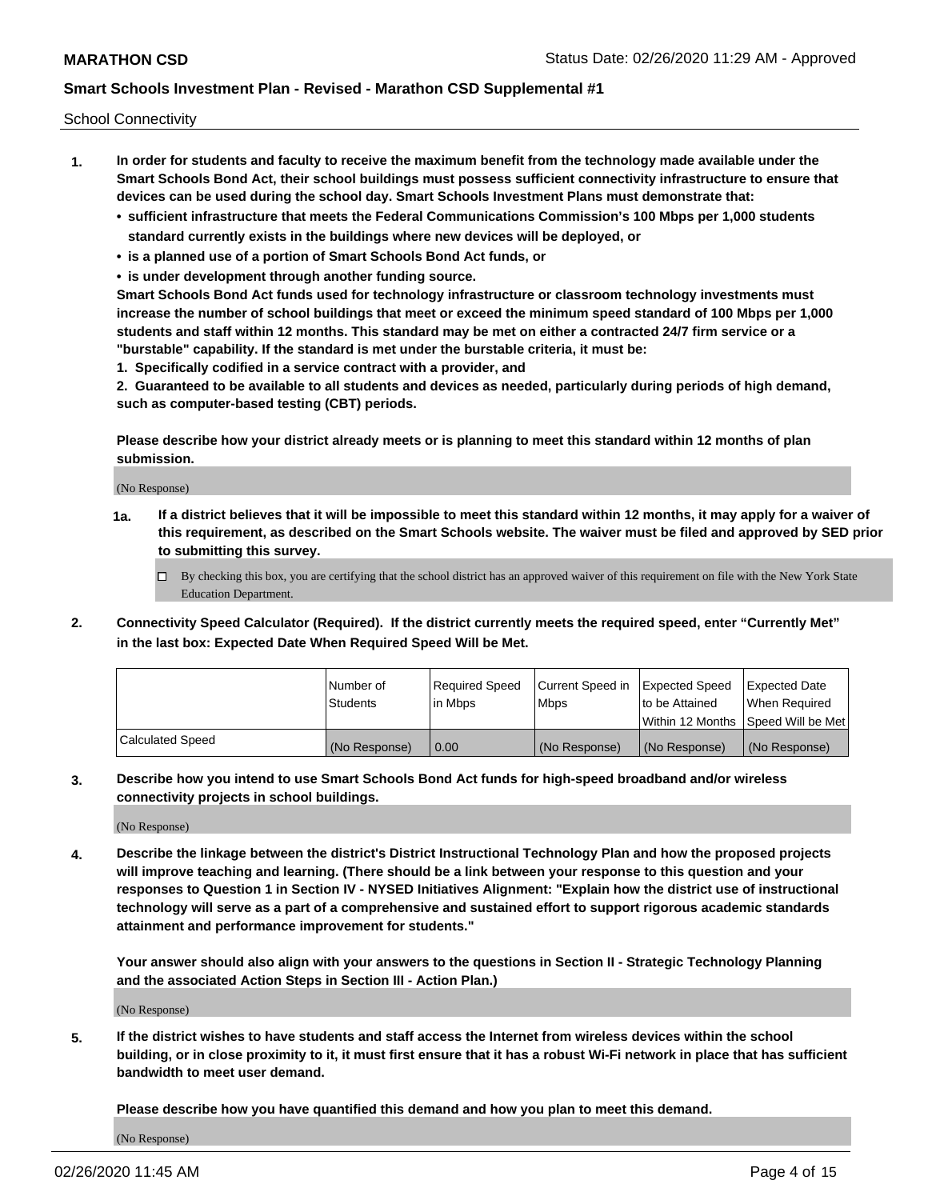School Connectivity

1. **In order for students and faculty to receive the maximum benefit from the technology made available under the Smart Schools Bond Act, their school buildings must possess sufficient connectivity infrastructure to ensure that devices can be used during the school day. Smart Schools Investment Plans must demonstrate that:**
   - **sufficient infrastructure that meets the Federal Communications Commission's 100 Mbps per 1,000 students standard currently exists in the buildings where new devices will be deployed, or**
   - **is a planned use of a portion of Smart Schools Bond Act funds, or**
   - **is under development through another funding source.**

   **Smart Schools Bond Act funds used for technology infrastructure or classroom technology investments must increase the number of school buildings that meet or exceed the minimum speed standard of 100 Mbps per 1,000 students and staff within 12 months. This standard may be met on either a contracted 24/7 firm service or a "burstable" capability. If the standard is met under the burstable criteria, it must be:**

   **1. Specifically codified in a service contract with a provider, and**

   **2. Guaranteed to be available to all students and devices as needed, particularly during periods of high demand, such as computer-based testing (CBT) periods.**

   **Please describe how your district already meets or is planning to meet this standard within 12 months of plan submission.**

   (No Response)

   **1a. If a district believes that it will be impossible to meet this standard within 12 months, it may apply for a waiver of this requirement, as described on the Smart Schools website. The waiver must be filed and approved by SED prior to submitting this survey.**

   ☐ By checking this box, you are certifying that the school district has an approved waiver of this requirement on file with the New York State Education Department.

2. **Connectivity Speed Calculator (Required). If the district currently meets the required speed, enter "Currently Met" in the last box: Expected Date When Required Speed Will be Met.**

| | Number of Students | Required Speed in Mbps | Current Speed in Mbps | Expected Speed to be Attained Within 12 Months | Expected Date When Required Speed Will be Met |
|---|---|---|---|---|---|
| Calculated Speed | (No Response) | 0.00 | (No Response) | (No Response) | (No Response) |

3. **Describe how you intend to use Smart Schools Bond Act funds for high-speed broadband and/or wireless connectivity projects in school buildings.**

   (No Response)

4. **Describe the linkage between the district's District Instructional Technology Plan and how the proposed projects will improve teaching and learning. (There should be a link between your response to this question and your responses to Question 1 in Section IV - NYSED Initiatives Alignment: "Explain how the district use of instructional technology will serve as a part of a comprehensive and sustained effort to support rigorous academic standards attainment and performance improvement for students."**

   **Your answer should also align with your answers to the questions in Section II - Strategic Technology Planning and the associated Action Steps in Section III - Action Plan.)**

   (No Response)

5. **If the district wishes to have students and staff access the Internet from wireless devices within the school building, or in close proximity to it, it must first ensure that it has a robust Wi-Fi network in place that has sufficient bandwidth to meet user demand.**

   **Please describe how you have quantified this demand and how you plan to meet this demand.**

   (No Response)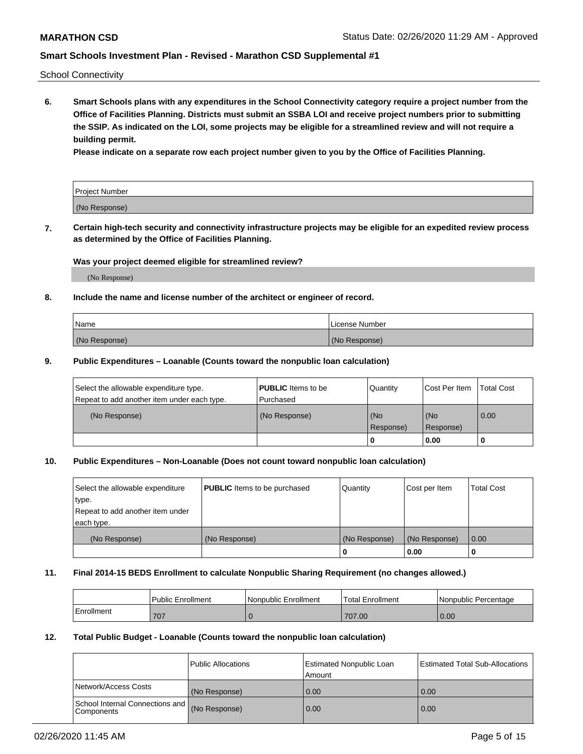School Connectivity

**6. Smart Schools plans with any expenditures in the School Connectivity category require a project number from the Office of Facilities Planning. Districts must submit an SSBA LOI and receive project numbers prior to submitting the SSIP. As indicated on the LOI, some projects may be eligible for a streamlined review and will not require a building permit.**

**Please indicate on a separate row each project number given to you by the Office of Facilities Planning.**

| Project Number |
|---|
| (No Response) |

**7. Certain high-tech security and connectivity infrastructure projects may be eligible for an expedited review process as determined by the Office of Facilities Planning.**

**Was your project deemed eligible for streamlined review?**

(No Response)

**8. Include the name and license number of the architect or engineer of record.**

| Name | License Number |
|---|---|
| (No Response) | (No Response) |

**9. Public Expenditures – Loanable (Counts toward the nonpublic loan calculation)**

| Select the allowable expenditure type. Repeat to add another item under each type. | **PUBLIC** Items to be Purchased | Quantity | Cost Per Item | Total Cost |
|---|---|---|---|---|
| (No Response) | (No Response) | (No Response) | (No Response) | 0.00 |
| | | 0 | 0.00 | 0 |

**10. Public Expenditures – Non-Loanable (Does not count toward nonpublic loan calculation)**

| Select the allowable expenditure type. Repeat to add another item under each type. | **PUBLIC** Items to be purchased | Quantity | Cost per Item | Total Cost |
|---|---|---|---|---|
| (No Response) | (No Response) | (No Response) | (No Response) | 0.00 |
| | | 0 | 0.00 | 0 |

**11. Final 2014-15 BEDS Enrollment to calculate Nonpublic Sharing Requirement (no changes allowed.)**

| | Public Enrollment | Nonpublic Enrollment | Total Enrollment | Nonpublic Percentage |
|---|---|---|---|---|
| Enrollment | 707 | 0 | 707.00 | 0.00 |

**12. Total Public Budget - Loanable (Counts toward the nonpublic loan calculation)**

| | Public Allocations | Estimated Nonpublic Loan Amount | Estimated Total Sub-Allocations |
|---|---|---|---|
| Network/Access Costs | (No Response) | 0.00 | 0.00 |
| School Internal Connections and Components | (No Response) | 0.00 | 0.00 |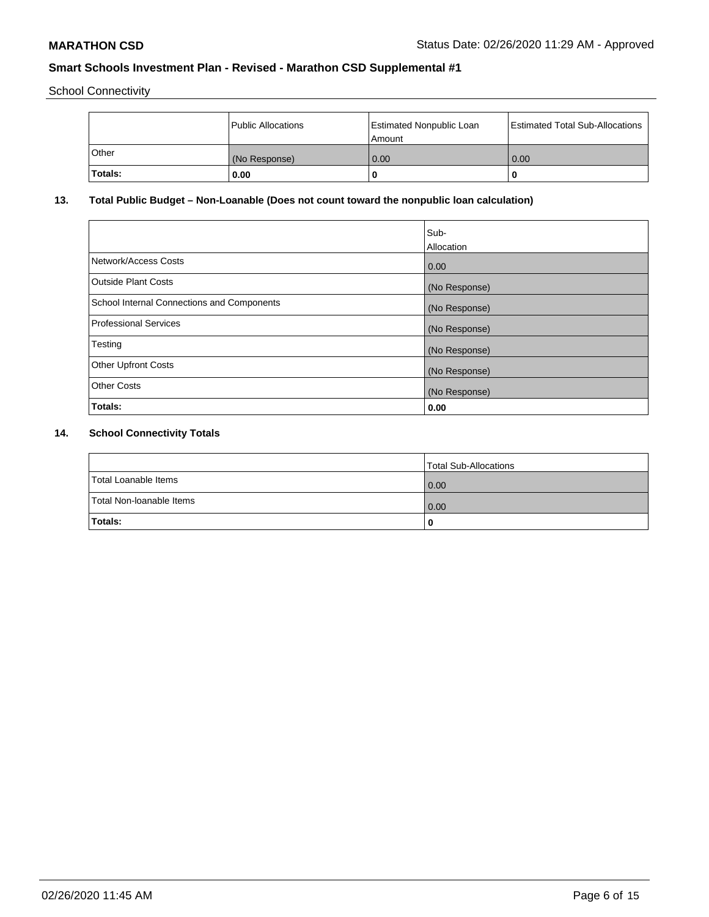School Connectivity

|  | Public Allocations | Estimated Nonpublic Loan Amount | Estimated Total Sub-Allocations |
| --- | --- | --- | --- |
| Other | (No Response) | 0.00 | 0.00 |
| **Totals:** | **0.00** | **0** | **0** |

## 13. Total Public Budget – Non-Loanable (Does not count toward the nonpublic loan calculation)

|  | Sub-Allocation |
| --- | --- |
| Network/Access Costs | 0.00 |
| Outside Plant Costs | (No Response) |
| School Internal Connections and Components | (No Response) |
| Professional Services | (No Response) |
| Testing | (No Response) |
| Other Upfront Costs | (No Response) |
| Other Costs | (No Response) |
| **Totals:** | **0.00** |

## 14. School Connectivity Totals

|  | Total Sub-Allocations |
| --- | --- |
| Total Loanable Items | 0.00 |
| Total Non-loanable Items | 0.00 |
| **Totals:** | **0** |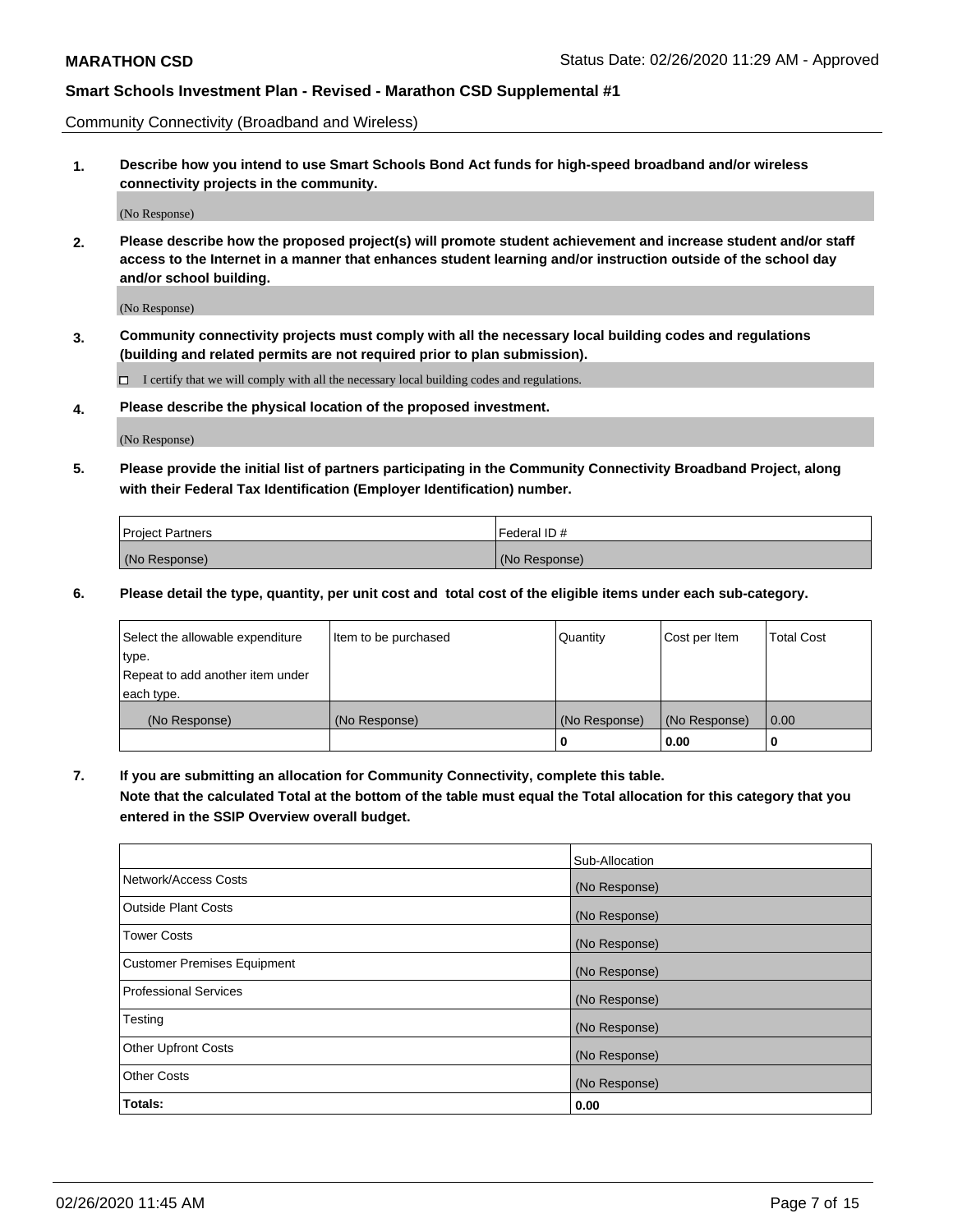Community Connectivity (Broadband and Wireless)

**1. Describe how you intend to use Smart Schools Bond Act funds for high-speed broadband and/or wireless connectivity projects in the community.**

(No Response)

**2. Please describe how the proposed project(s) will promote student achievement and increase student and/or staff access to the Internet in a manner that enhances student learning and/or instruction outside of the school day and/or school building.**

(No Response)

**3. Community connectivity projects must comply with all the necessary local building codes and regulations (building and related permits are not required prior to plan submission).**

☐ I certify that we will comply with all the necessary local building codes and regulations.

**4. Please describe the physical location of the proposed investment.**

(No Response)

**5. Please provide the initial list of partners participating in the Community Connectivity Broadband Project, along with their Federal Tax Identification (Employer Identification) number.**

| Project Partners | Federal ID # |
|---|---|
| (No Response) | (No Response) |

**6. Please detail the type, quantity, per unit cost and total cost of the eligible items under each sub-category.**

| Select the allowable expenditure type. Repeat to add another item under each type. | Item to be purchased | Quantity | Cost per Item | Total Cost |
|---|---|---|---|---|
| (No Response) | (No Response) | (No Response) | (No Response) | 0.00 |
| | | **0** | **0.00** | **0** |

**7. If you are submitting an allocation for Community Connectivity, complete this table.**
**Note that the calculated Total at the bottom of the table must equal the Total allocation for this category that you entered in the SSIP Overview overall budget.**

| | Sub-Allocation |
|---|---|
| Network/Access Costs | (No Response) |
| Outside Plant Costs | (No Response) |
| Tower Costs | (No Response) |
| Customer Premises Equipment | (No Response) |
| Professional Services | (No Response) |
| Testing | (No Response) |
| Other Upfront Costs | (No Response) |
| Other Costs | (No Response) |
| **Totals:** | **0.00** |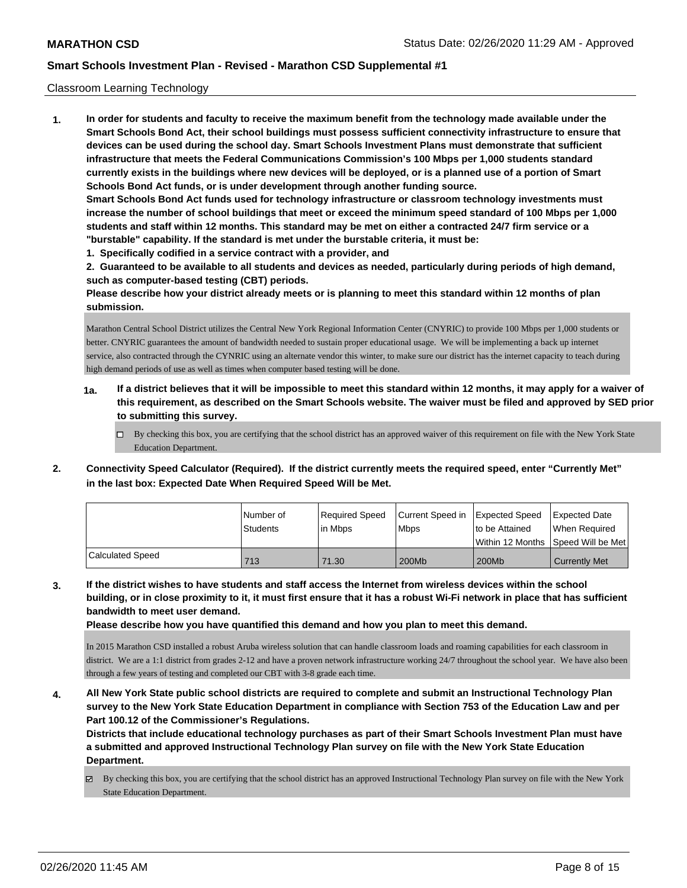Classroom Learning Technology

**1. In order for students and faculty to receive the maximum benefit from the technology made available under the Smart Schools Bond Act, their school buildings must possess sufficient connectivity infrastructure to ensure that devices can be used during the school day. Smart Schools Investment Plans must demonstrate that sufficient infrastructure that meets the Federal Communications Commission's 100 Mbps per 1,000 students standard currently exists in the buildings where new devices will be deployed, or is a planned use of a portion of Smart Schools Bond Act funds, or is under development through another funding source.**

**Smart Schools Bond Act funds used for technology infrastructure or classroom technology investments must increase the number of school buildings that meet or exceed the minimum speed standard of 100 Mbps per 1,000 students and staff within 12 months. This standard may be met on either a contracted 24/7 firm service or a "burstable" capability. If the standard is met under the burstable criteria, it must be:**

**1. Specifically codified in a service contract with a provider, and**

**2. Guaranteed to be available to all students and devices as needed, particularly during periods of high demand, such as computer-based testing (CBT) periods.**

**Please describe how your district already meets or is planning to meet this standard within 12 months of plan submission.**

Marathon Central School District utilizes the Central New York Regional Information Center (CNYRIC) to provide 100 Mbps per 1,000 students or better. CNYRIC guarantees the amount of bandwidth needed to sustain proper educational usage. We will be implementing a back up internet service, also contracted through the CYNRIC using an alternate vendor this winter, to make sure our district has the internet capacity to teach during high demand periods of use as well as times when computer based testing will be done.

**1a. If a district believes that it will be impossible to meet this standard within 12 months, it may apply for a waiver of this requirement, as described on the Smart Schools website. The waiver must be filed and approved by SED prior to submitting this survey.**

☐ By checking this box, you are certifying that the school district has an approved waiver of this requirement on file with the New York State Education Department.

**2. Connectivity Speed Calculator (Required). If the district currently meets the required speed, enter "Currently Met" in the last box: Expected Date When Required Speed Will be Met.**

| | Number of Students | Required Speed in Mbps | Current Speed in Mbps | Expected Speed to be Attained Within 12 Months | Expected Date When Required Speed Will be Met |
|---|---|---|---|---|---|
| Calculated Speed | 713 | 71.30 | 200Mb | 200Mb | Currently Met |

**3. If the district wishes to have students and staff access the Internet from wireless devices within the school building, or in close proximity to it, it must first ensure that it has a robust Wi-Fi network in place that has sufficient bandwidth to meet user demand.**

**Please describe how you have quantified this demand and how you plan to meet this demand.**

In 2015 Marathon CSD installed a robust Aruba wireless solution that can handle classroom loads and roaming capabilities for each classroom in district. We are a 1:1 district from grades 2-12 and have a proven network infrastructure working 24/7 throughout the school year. We have also been through a few years of testing and completed our CBT with 3-8 grade each time.

**4. All New York State public school districts are required to complete and submit an Instructional Technology Plan survey to the New York State Education Department in compliance with Section 753 of the Education Law and per Part 100.12 of the Commissioner's Regulations.**

**Districts that include educational technology purchases as part of their Smart Schools Investment Plan must have a submitted and approved Instructional Technology Plan survey on file with the New York State Education Department.**

☑ By checking this box, you are certifying that the school district has an approved Instructional Technology Plan survey on file with the New York State Education Department.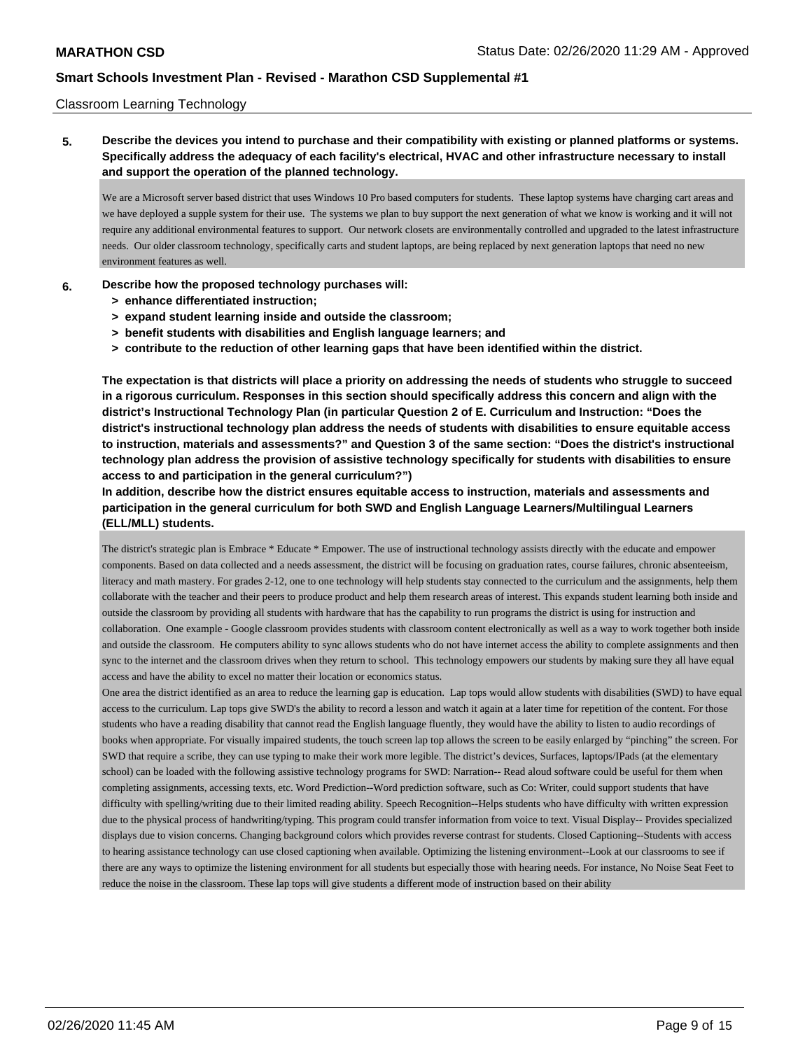Classroom Learning Technology

**5. Describe the devices you intend to purchase and their compatibility with existing or planned platforms or systems. Specifically address the adequacy of each facility's electrical, HVAC and other infrastructure necessary to install and support the operation of the planned technology.**

We are a Microsoft server based district that uses Windows 10 Pro based computers for students. These laptop systems have charging cart areas and we have deployed a supple system for their use. The systems we plan to buy support the next generation of what we know is working and it will not require any additional environmental features to support. Our network closets are environmentally controlled and upgraded to the latest infrastructure needs. Our older classroom technology, specifically carts and student laptops, are being replaced by next generation laptops that need no new environment features as well.

**6. Describe how the proposed technology purchases will:**
- **> enhance differentiated instruction;**
- **> expand student learning inside and outside the classroom;**
- **> benefit students with disabilities and English language learners; and**
- **> contribute to the reduction of other learning gaps that have been identified within the district.**

**The expectation is that districts will place a priority on addressing the needs of students who struggle to succeed in a rigorous curriculum. Responses in this section should specifically address this concern and align with the district's Instructional Technology Plan (in particular Question 2 of E. Curriculum and Instruction: "Does the district's instructional technology plan address the needs of students with disabilities to ensure equitable access to instruction, materials and assessments?" and Question 3 of the same section: "Does the district's instructional technology plan address the provision of assistive technology specifically for students with disabilities to ensure access to and participation in the general curriculum?")**

**In addition, describe how the district ensures equitable access to instruction, materials and assessments and participation in the general curriculum for both SWD and English Language Learners/Multilingual Learners (ELL/MLL) students.**

The district's strategic plan is Embrace * Educate * Empower. The use of instructional technology assists directly with the educate and empower components. Based on data collected and a needs assessment, the district will be focusing on graduation rates, course failures, chronic absenteeism, literacy and math mastery. For grades 2-12, one to one technology will help students stay connected to the curriculum and the assignments, help them collaborate with the teacher and their peers to produce product and help them research areas of interest. This expands student learning both inside and outside the classroom by providing all students with hardware that has the capability to run programs the district is using for instruction and collaboration. One example - Google classroom provides students with classroom content electronically as well as a way to work together both inside and outside the classroom. He computers ability to sync allows students who do not have internet access the ability to complete assignments and then sync to the internet and the classroom drives when they return to school. This technology empowers our students by making sure they all have equal access and have the ability to excel no matter their location or economics status.

One area the district identified as an area to reduce the learning gap is education. Lap tops would allow students with disabilities (SWD) to have equal access to the curriculum. Lap tops give SWD's the ability to record a lesson and watch it again at a later time for repetition of the content. For those students who have a reading disability that cannot read the English language fluently, they would have the ability to listen to audio recordings of books when appropriate. For visually impaired students, the touch screen lap top allows the screen to be easily enlarged by "pinching" the screen. For SWD that require a scribe, they can use typing to make their work more legible. The district's devices, Surfaces, laptops/IPads (at the elementary school) can be loaded with the following assistive technology programs for SWD: Narration-- Read aloud software could be useful for them when completing assignments, accessing texts, etc. Word Prediction--Word prediction software, such as Co: Writer, could support students that have difficulty with spelling/writing due to their limited reading ability. Speech Recognition--Helps students who have difficulty with written expression due to the physical process of handwriting/typing. This program could transfer information from voice to text. Visual Display-- Provides specialized displays due to vision concerns. Changing background colors which provides reverse contrast for students. Closed Captioning--Students with access to hearing assistance technology can use closed captioning when available. Optimizing the listening environment--Look at our classrooms to see if there are any ways to optimize the listening environment for all students but especially those with hearing needs. For instance, No Noise Seat Feet to reduce the noise in the classroom. These lap tops will give students a different mode of instruction based on their ability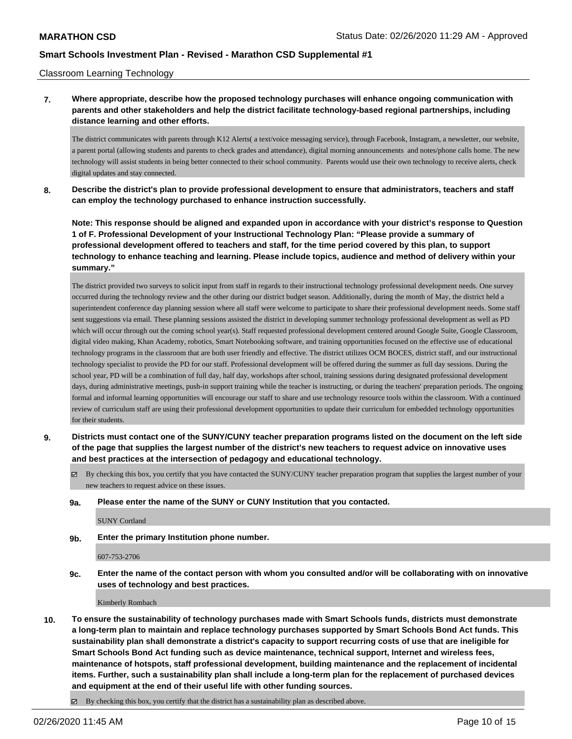Classroom Learning Technology

**7. Where appropriate, describe how the proposed technology purchases will enhance ongoing communication with parents and other stakeholders and help the district facilitate technology-based regional partnerships, including distance learning and other efforts.**

The district communicates with parents through K12 Alerts( a text/voice messaging service), through Facebook, Instagram, a newsletter, our website, a parent portal (allowing students and parents to check grades and attendance), digital morning announcements and notes/phone calls home. The new technology will assist students in being better connected to their school community. Parents would use their own technology to receive alerts, check digital updates and stay connected.

**8. Describe the district's plan to provide professional development to ensure that administrators, teachers and staff can employ the technology purchased to enhance instruction successfully.**

**Note: This response should be aligned and expanded upon in accordance with your district's response to Question 1 of F. Professional Development of your Instructional Technology Plan: "Please provide a summary of professional development offered to teachers and staff, for the time period covered by this plan, to support technology to enhance teaching and learning. Please include topics, audience and method of delivery within your summary."**

The district provided two surveys to solicit input from staff in regards to their instructional technology professional development needs. One survey occurred during the technology review and the other during our district budget season. Additionally, during the month of May, the district held a superintendent conference day planning session where all staff were welcome to participate to share their professional development needs. Some staff sent suggestions via email. These planning sessions assisted the district in developing summer technology professional development as well as PD which will occur through out the coming school year(s). Staff requested professional development centered around Google Suite, Google Classroom, digital video making, Khan Academy, robotics, Smart Notebooking software, and training opportunities focused on the effective use of educational technology programs in the classroom that are both user friendly and effective. The district utilizes OCM BOCES, district staff, and our instructional technology specialist to provide the PD for our staff. Professional development will be offered during the summer as full day sessions. During the school year, PD will be a combination of full day, half day, workshops after school, training sessions during designated professional development days, during administrative meetings, push-in support training while the teacher is instructing, or during the teachers' preparation periods. The ongoing formal and informal learning opportunities will encourage our staff to share and use technology resource tools within the classroom. With a continued review of curriculum staff are using their professional development opportunities to update their curriculum for embedded technology opportunities for their students.

**9. Districts must contact one of the SUNY/CUNY teacher preparation programs listed on the document on the left side of the page that supplies the largest number of the district's new teachers to request advice on innovative uses and best practices at the intersection of pedagogy and educational technology.**

☑ By checking this box, you certify that you have contacted the SUNY/CUNY teacher preparation program that supplies the largest number of your new teachers to request advice on these issues.

**9a. Please enter the name of the SUNY or CUNY Institution that you contacted.**

SUNY Cortland

**9b. Enter the primary Institution phone number.**

607-753-2706

**9c. Enter the name of the contact person with whom you consulted and/or will be collaborating with on innovative uses of technology and best practices.**

Kimberly Rombach

**10. To ensure the sustainability of technology purchases made with Smart Schools funds, districts must demonstrate a long-term plan to maintain and replace technology purchases supported by Smart Schools Bond Act funds. This sustainability plan shall demonstrate a district's capacity to support recurring costs of use that are ineligible for Smart Schools Bond Act funding such as device maintenance, technical support, Internet and wireless fees, maintenance of hotspots, staff professional development, building maintenance and the replacement of incidental items. Further, such a sustainability plan shall include a long-term plan for the replacement of purchased devices and equipment at the end of their useful life with other funding sources.**

☑ By checking this box, you certify that the district has a sustainability plan as described above.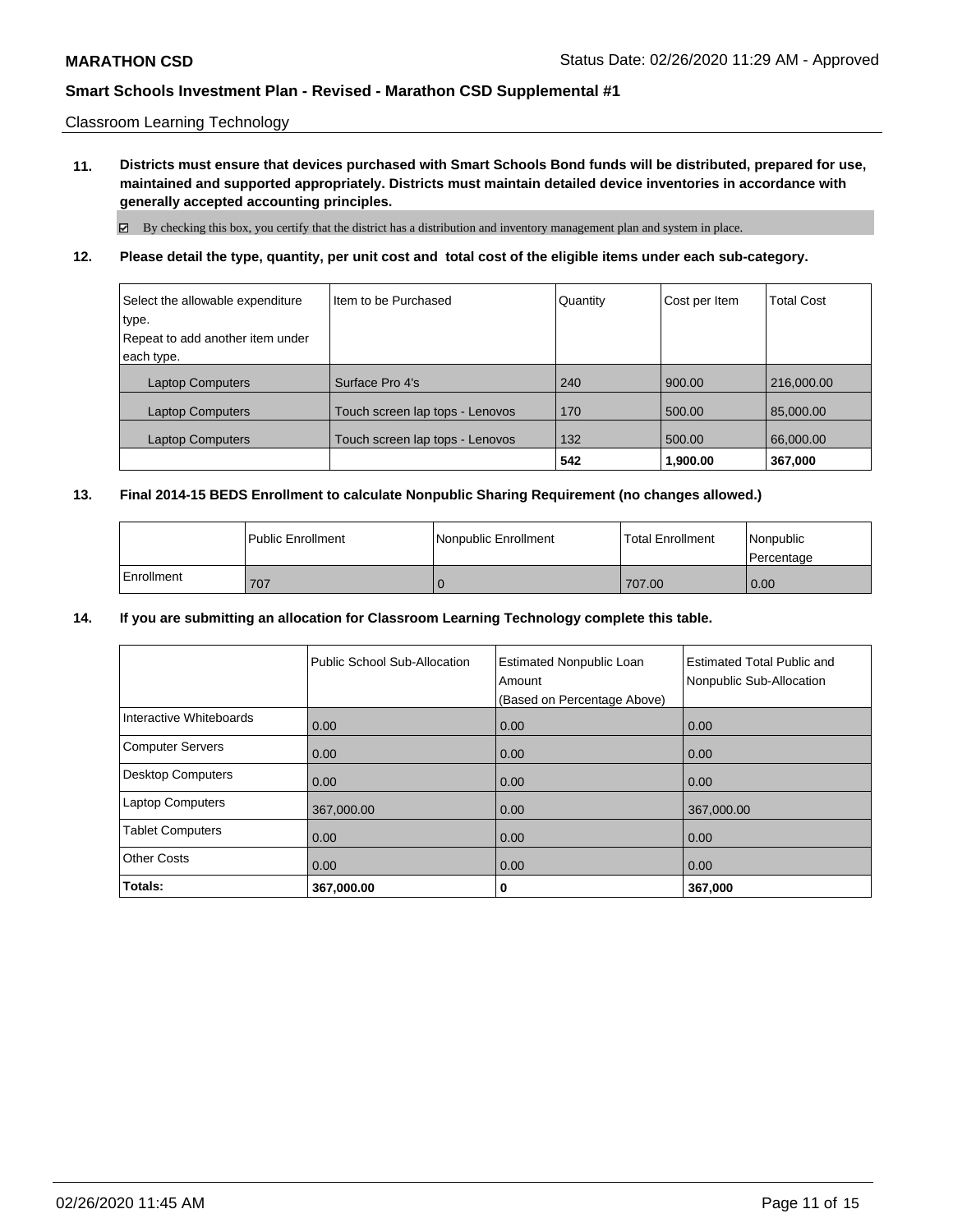Classroom Learning Technology

**11. Districts must ensure that devices purchased with Smart Schools Bond funds will be distributed, prepared for use, maintained and supported appropriately. Districts must maintain detailed device inventories in accordance with generally accepted accounting principles.**

☑ By checking this box, you certify that the district has a distribution and inventory management plan and system in place.

**12. Please detail the type, quantity, per unit cost and total cost of the eligible items under each sub-category.**

| Select the allowable expenditure type. Repeat to add another item under each type. | Item to be Purchased | Quantity | Cost per Item | Total Cost |
|---|---|---|---|---|
| Laptop Computers | Surface Pro 4's | 240 | 900.00 | 216,000.00 |
| Laptop Computers | Touch screen lap tops - Lenovos | 170 | 500.00 | 85,000.00 |
| Laptop Computers | Touch screen lap tops - Lenovos | 132 | 500.00 | 66,000.00 |
| | | **542** | **1,900.00** | **367,000** |

**13. Final 2014-15 BEDS Enrollment to calculate Nonpublic Sharing Requirement (no changes allowed.)**

| | Public Enrollment | Nonpublic Enrollment | Total Enrollment | Nonpublic Percentage |
|---|---|---|---|---|
| Enrollment | 707 | 0 | 707.00 | 0.00 |

**14. If you are submitting an allocation for Classroom Learning Technology complete this table.**

| | Public School Sub-Allocation | Estimated Nonpublic Loan Amount (Based on Percentage Above) | Estimated Total Public and Nonpublic Sub-Allocation |
|---|---|---|---|
| Interactive Whiteboards | 0.00 | 0.00 | 0.00 |
| Computer Servers | 0.00 | 0.00 | 0.00 |
| Desktop Computers | 0.00 | 0.00 | 0.00 |
| Laptop Computers | 367,000.00 | 0.00 | 367,000.00 |
| Tablet Computers | 0.00 | 0.00 | 0.00 |
| Other Costs | 0.00 | 0.00 | 0.00 |
| **Totals:** | **367,000.00** | **0** | **367,000** |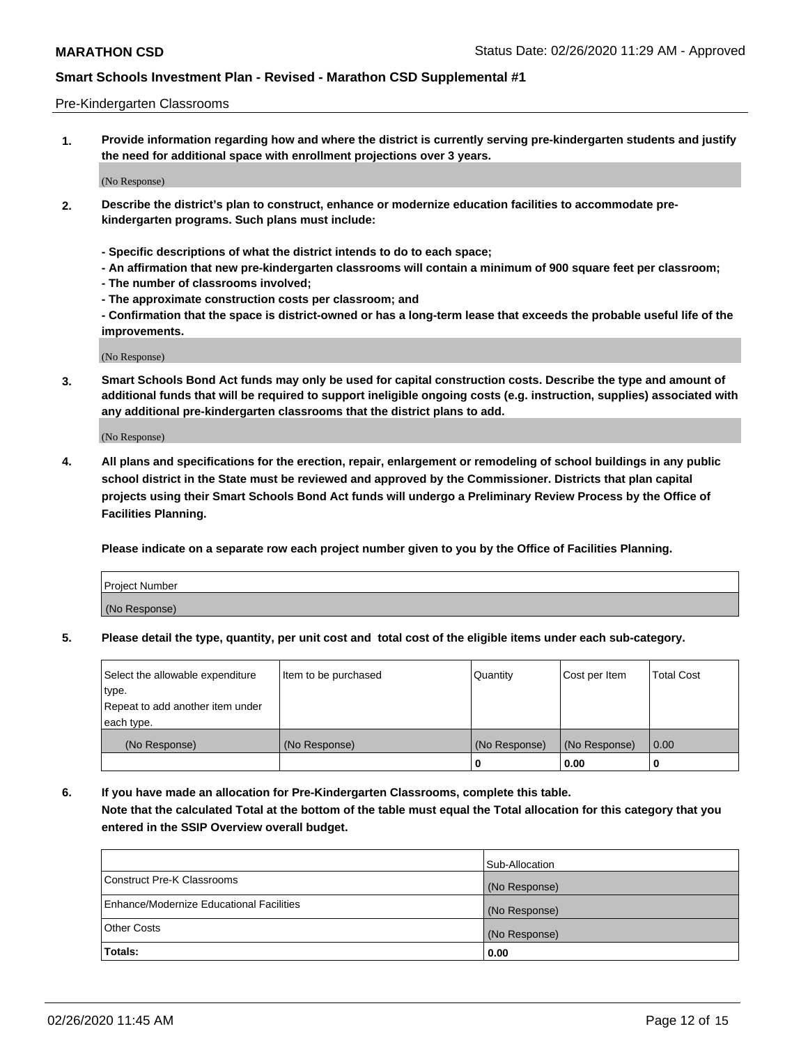Pre-Kindergarten Classrooms

**1. Provide information regarding how and where the district is currently serving pre-kindergarten students and justify the need for additional space with enrollment projections over 3 years.**

(No Response)

**2. Describe the district's plan to construct, enhance or modernize education facilities to accommodate pre-kindergarten programs. Such plans must include:**

**- Specific descriptions of what the district intends to do to each space;**
**- An affirmation that new pre-kindergarten classrooms will contain a minimum of 900 square feet per classroom;**
**- The number of classrooms involved;**
**- The approximate construction costs per classroom; and**
**- Confirmation that the space is district-owned or has a long-term lease that exceeds the probable useful life of the improvements.**

(No Response)

**3. Smart Schools Bond Act funds may only be used for capital construction costs. Describe the type and amount of additional funds that will be required to support ineligible ongoing costs (e.g. instruction, supplies) associated with any additional pre-kindergarten classrooms that the district plans to add.**

(No Response)

**4. All plans and specifications for the erection, repair, enlargement or remodeling of school buildings in any public school district in the State must be reviewed and approved by the Commissioner. Districts that plan capital projects using their Smart Schools Bond Act funds will undergo a Preliminary Review Process by the Office of Facilities Planning.**

**Please indicate on a separate row each project number given to you by the Office of Facilities Planning.**

| Project Number |
|---|
| (No Response) |

**5. Please detail the type, quantity, per unit cost and total cost of the eligible items under each sub-category.**

| Select the allowable expenditure type. Repeat to add another item under each type. | Item to be purchased | Quantity | Cost per Item | Total Cost |
|---|---|---|---|---|
| (No Response) | (No Response) | (No Response) | (No Response) | 0.00 |
| | | 0 | 0.00 | 0 |

**6. If you have made an allocation for Pre-Kindergarten Classrooms, complete this table. Note that the calculated Total at the bottom of the table must equal the Total allocation for this category that you entered in the SSIP Overview overall budget.**

| | Sub-Allocation |
|---|---|
| Construct Pre-K Classrooms | (No Response) |
| Enhance/Modernize Educational Facilities | (No Response) |
| Other Costs | (No Response) |
| **Totals:** | **0.00** |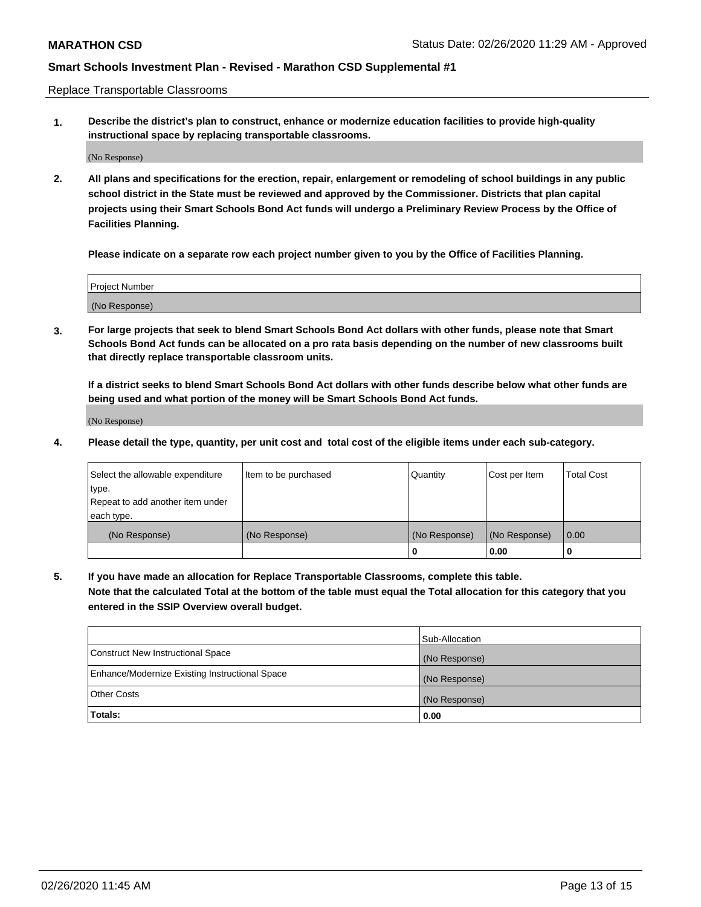Replace Transportable Classrooms

1. **Describe the district's plan to construct, enhance or modernize education facilities to provide high-quality instructional space by replacing transportable classrooms.**

(No Response)

2. **All plans and specifications for the erection, repair, enlargement or remodeling of school buildings in any public school district in the State must be reviewed and approved by the Commissioner. Districts that plan capital projects using their Smart Schools Bond Act funds will undergo a Preliminary Review Process by the Office of Facilities Planning.**

**Please indicate on a separate row each project number given to you by the Office of Facilities Planning.**

| Project Number |
|---|
| (No Response) |

3. **For large projects that seek to blend Smart Schools Bond Act dollars with other funds, please note that Smart Schools Bond Act funds can be allocated on a pro rata basis depending on the number of new classrooms built that directly replace transportable classroom units.**

**If a district seeks to blend Smart Schools Bond Act dollars with other funds describe below what other funds are being used and what portion of the money will be Smart Schools Bond Act funds.**

(No Response)

4. **Please detail the type, quantity, per unit cost and total cost of the eligible items under each sub-category.**

| Select the allowable expenditure type. Repeat to add another item under each type. | Item to be purchased | Quantity | Cost per Item | Total Cost |
|---|---|---|---|---|
| (No Response) | (No Response) | (No Response) | (No Response) | 0.00 |
| | | 0 | 0.00 | 0 |

5. **If you have made an allocation for Replace Transportable Classrooms, complete this table. Note that the calculated Total at the bottom of the table must equal the Total allocation for this category that you entered in the SSIP Overview overall budget.**

| | Sub-Allocation |
|---|---|
| Construct New Instructional Space | (No Response) |
| Enhance/Modernize Existing Instructional Space | (No Response) |
| Other Costs | (No Response) |
| **Totals:** | **0.00** |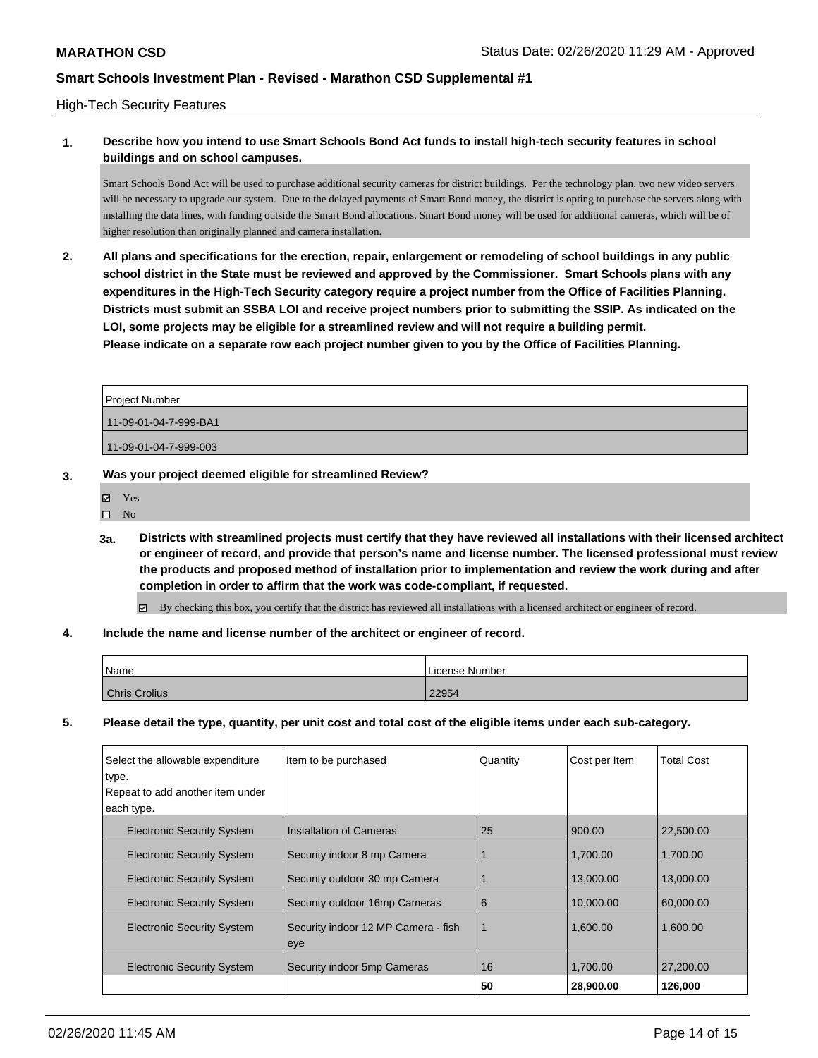High-Tech Security Features

**1. Describe how you intend to use Smart Schools Bond Act funds to install high-tech security features in school buildings and on school campuses.**

Smart Schools Bond Act will be used to purchase additional security cameras for district buildings. Per the technology plan, two new video servers will be necessary to upgrade our system. Due to the delayed payments of Smart Bond money, the district is opting to purchase the servers along with installing the data lines, with funding outside the Smart Bond allocations. Smart Bond money will be used for additional cameras, which will be of higher resolution than originally planned and camera installation.

**2. All plans and specifications for the erection, repair, enlargement or remodeling of school buildings in any public school district in the State must be reviewed and approved by the Commissioner. Smart Schools plans with any expenditures in the High-Tech Security category require a project number from the Office of Facilities Planning. Districts must submit an SSBA LOI and receive project numbers prior to submitting the SSIP. As indicated on the LOI, some projects may be eligible for a streamlined review and will not require a building permit.**
**Please indicate on a separate row each project number given to you by the Office of Facilities Planning.**

| Project Number |
| --- |
| 11-09-01-04-7-999-BA1 |
| 11-09-01-04-7-999-003 |

**3. Was your project deemed eligible for streamlined Review?**

- ☑ Yes
- ☐ No

**3a. Districts with streamlined projects must certify that they have reviewed all installations with their licensed architect or engineer of record, and provide that person's name and license number. The licensed professional must review the products and proposed method of installation prior to implementation and review the work during and after completion in order to affirm that the work was code-compliant, if requested.**

☑ By checking this box, you certify that the district has reviewed all installations with a licensed architect or engineer of record.

**4. Include the name and license number of the architect or engineer of record.**

| Name | License Number |
| --- | --- |
| Chris Crolius | 22954 |

**5. Please detail the type, quantity, per unit cost and total cost of the eligible items under each sub-category.**

| Select the allowable expenditure type. Repeat to add another item under each type. | Item to be purchased | Quantity | Cost per Item | Total Cost |
| --- | --- | --- | --- | --- |
| Electronic Security System | Installation of Cameras | 25 | 900.00 | 22,500.00 |
| Electronic Security System | Security indoor 8 mp Camera | 1 | 1,700.00 | 1,700.00 |
| Electronic Security System | Security outdoor 30 mp Camera | 1 | 13,000.00 | 13,000.00 |
| Electronic Security System | Security outdoor 16mp Cameras | 6 | 10,000.00 | 60,000.00 |
| Electronic Security System | Security indoor 12 MP Camera - fish eye | 1 | 1,600.00 | 1,600.00 |
| Electronic Security System | Security indoor 5mp Cameras | 16 | 1,700.00 | 27,200.00 |
| | | **50** | **28,900.00** | **126,000** |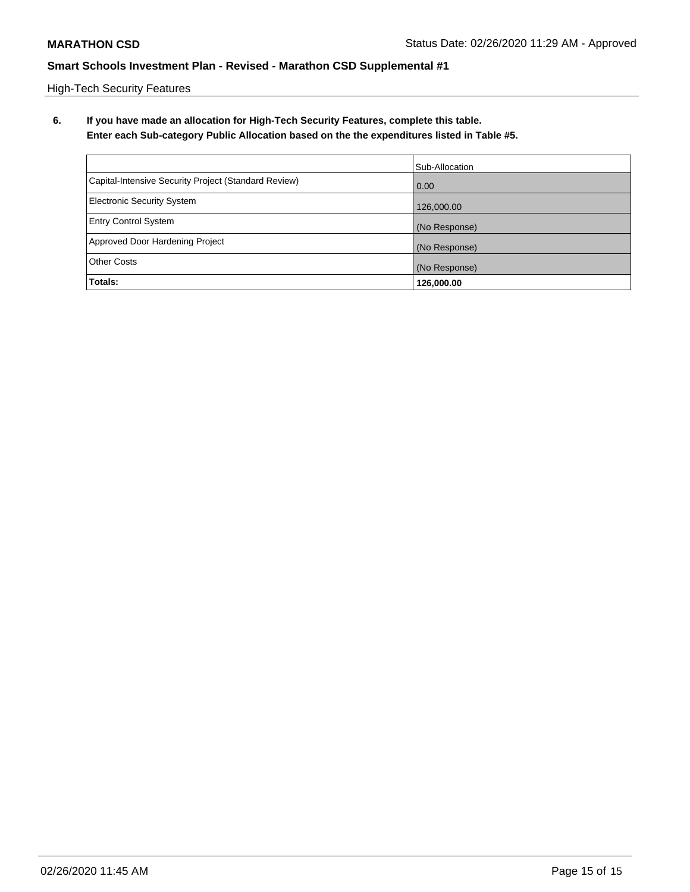**MARATHON CSD** Status Date: 02/26/2020 11:29 AM - Approved

## Smart Schools Investment Plan - Revised - Marathon CSD Supplemental #1

High-Tech Security Features

**6. If you have made an allocation for High-Tech Security Features, complete this table. Enter each Sub-category Public Allocation based on the the expenditures listed in Table #5.**

| | Sub-Allocation |
|---|---|
| Capital-Intensive Security Project (Standard Review) | 0.00 |
| Electronic Security System | 126,000.00 |
| Entry Control System | (No Response) |
| Approved Door Hardening Project | (No Response) |
| Other Costs | (No Response) |
| **Totals:** | **126,000.00** |